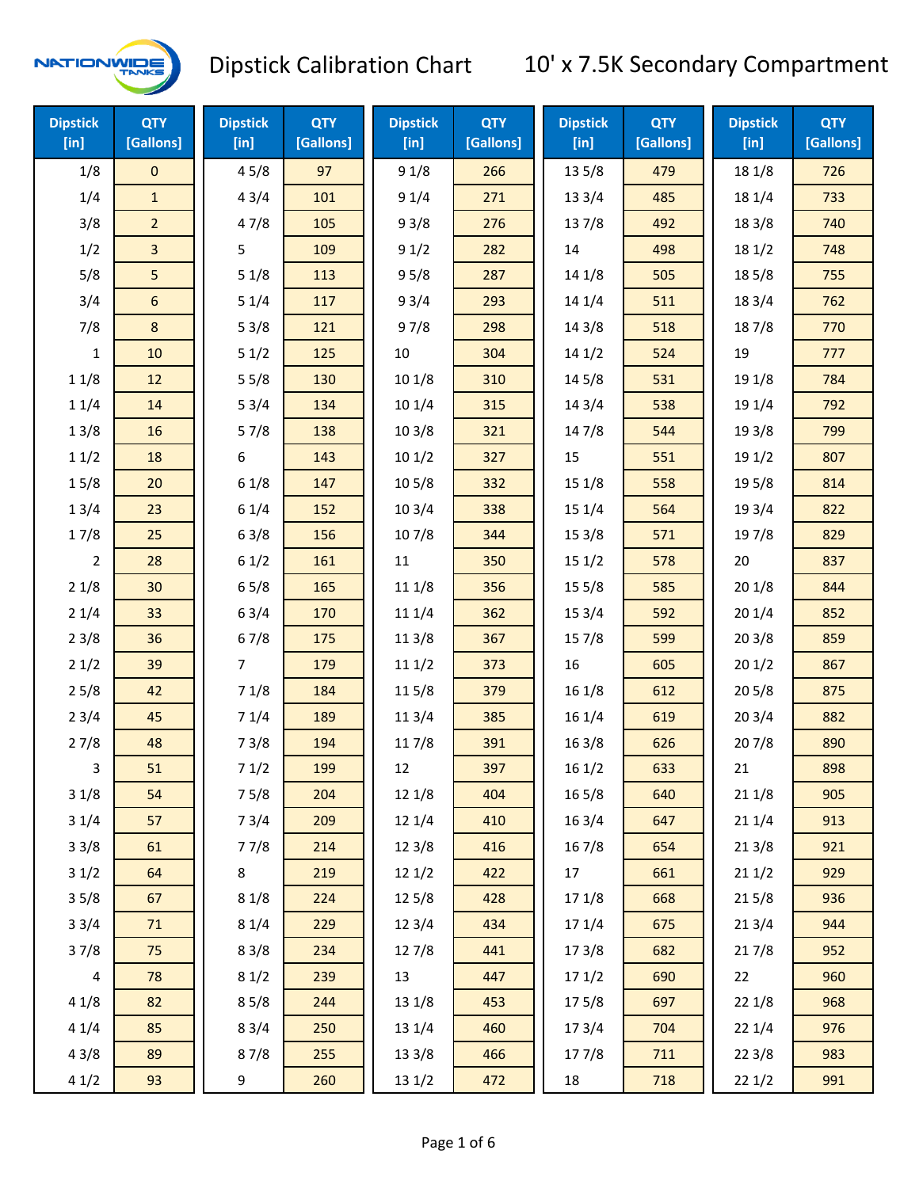# Dipstick Calibration Chart

## 10' x 7.5K Secondary Compartment

| Dipstick [in] | QTY [Gallons] | Dipstick [in] | QTY [Gallons] | Dipstick [in] | QTY [Gallons] | Dipstick [in] | QTY [Gallons] | Dipstick [in] | QTY [Gallons] |
|---|---|---|---|---|---|---|---|---|---|
| 1/8 | 0 | 4 5/8 | 97 | 9 1/8 | 266 | 13 5/8 | 479 | 18 1/8 | 726 |
| 1/4 | 1 | 4 3/4 | 101 | 9 1/4 | 271 | 13 3/4 | 485 | 18 1/4 | 733 |
| 3/8 | 2 | 4 7/8 | 105 | 9 3/8 | 276 | 13 7/8 | 492 | 18 3/8 | 740 |
| 1/2 | 3 | 5 | 109 | 9 1/2 | 282 | 14 | 498 | 18 1/2 | 748 |
| 5/8 | 5 | 5 1/8 | 113 | 9 5/8 | 287 | 14 1/8 | 505 | 18 5/8 | 755 |
| 3/4 | 6 | 5 1/4 | 117 | 9 3/4 | 293 | 14 1/4 | 511 | 18 3/4 | 762 |
| 7/8 | 8 | 5 3/8 | 121 | 9 7/8 | 298 | 14 3/8 | 518 | 18 7/8 | 770 |
| 1 | 10 | 5 1/2 | 125 | 10 | 304 | 14 1/2 | 524 | 19 | 777 |
| 1 1/8 | 12 | 5 5/8 | 130 | 10 1/8 | 310 | 14 5/8 | 531 | 19 1/8 | 784 |
| 1 1/4 | 14 | 5 3/4 | 134 | 10 1/4 | 315 | 14 3/4 | 538 | 19 1/4 | 792 |
| 1 3/8 | 16 | 5 7/8 | 138 | 10 3/8 | 321 | 14 7/8 | 544 | 19 3/8 | 799 |
| 1 1/2 | 18 | 6 | 143 | 10 1/2 | 327 | 15 | 551 | 19 1/2 | 807 |
| 1 5/8 | 20 | 6 1/8 | 147 | 10 5/8 | 332 | 15 1/8 | 558 | 19 5/8 | 814 |
| 1 3/4 | 23 | 6 1/4 | 152 | 10 3/4 | 338 | 15 1/4 | 564 | 19 3/4 | 822 |
| 1 7/8 | 25 | 6 3/8 | 156 | 10 7/8 | 344 | 15 3/8 | 571 | 19 7/8 | 829 |
| 2 | 28 | 6 1/2 | 161 | 11 | 350 | 15 1/2 | 578 | 20 | 837 |
| 2 1/8 | 30 | 6 5/8 | 165 | 11 1/8 | 356 | 15 5/8 | 585 | 20 1/8 | 844 |
| 2 1/4 | 33 | 6 3/4 | 170 | 11 1/4 | 362 | 15 3/4 | 592 | 20 1/4 | 852 |
| 2 3/8 | 36 | 6 7/8 | 175 | 11 3/8 | 367 | 15 7/8 | 599 | 20 3/8 | 859 |
| 2 1/2 | 39 | 7 | 179 | 11 1/2 | 373 | 16 | 605 | 20 1/2 | 867 |
| 2 5/8 | 42 | 7 1/8 | 184 | 11 5/8 | 379 | 16 1/8 | 612 | 20 5/8 | 875 |
| 2 3/4 | 45 | 7 1/4 | 189 | 11 3/4 | 385 | 16 1/4 | 619 | 20 3/4 | 882 |
| 2 7/8 | 48 | 7 3/8 | 194 | 11 7/8 | 391 | 16 3/8 | 626 | 20 7/8 | 890 |
| 3 | 51 | 7 1/2 | 199 | 12 | 397 | 16 1/2 | 633 | 21 | 898 |
| 3 1/8 | 54 | 7 5/8 | 204 | 12 1/8 | 404 | 16 5/8 | 640 | 21 1/8 | 905 |
| 3 1/4 | 57 | 7 3/4 | 209 | 12 1/4 | 410 | 16 3/4 | 647 | 21 1/4 | 913 |
| 3 3/8 | 61 | 7 7/8 | 214 | 12 3/8 | 416 | 16 7/8 | 654 | 21 3/8 | 921 |
| 3 1/2 | 64 | 8 | 219 | 12 1/2 | 422 | 17 | 661 | 21 1/2 | 929 |
| 3 5/8 | 67 | 8 1/8 | 224 | 12 5/8 | 428 | 17 1/8 | 668 | 21 5/8 | 936 |
| 3 3/4 | 71 | 8 1/4 | 229 | 12 3/4 | 434 | 17 1/4 | 675 | 21 3/4 | 944 |
| 3 7/8 | 75 | 8 3/8 | 234 | 12 7/8 | 441 | 17 3/8 | 682 | 21 7/8 | 952 |
| 4 | 78 | 8 1/2 | 239 | 13 | 447 | 17 1/2 | 690 | 22 | 960 |
| 4 1/8 | 82 | 8 5/8 | 244 | 13 1/8 | 453 | 17 5/8 | 697 | 22 1/8 | 968 |
| 4 1/4 | 85 | 8 3/4 | 250 | 13 1/4 | 460 | 17 3/4 | 704 | 22 1/4 | 976 |
| 4 3/8 | 89 | 8 7/8 | 255 | 13 3/8 | 466 | 17 7/8 | 711 | 22 3/8 | 983 |
| 4 1/2 | 93 | 9 | 260 | 13 1/2 | 472 | 18 | 718 | 22 1/2 | 991 |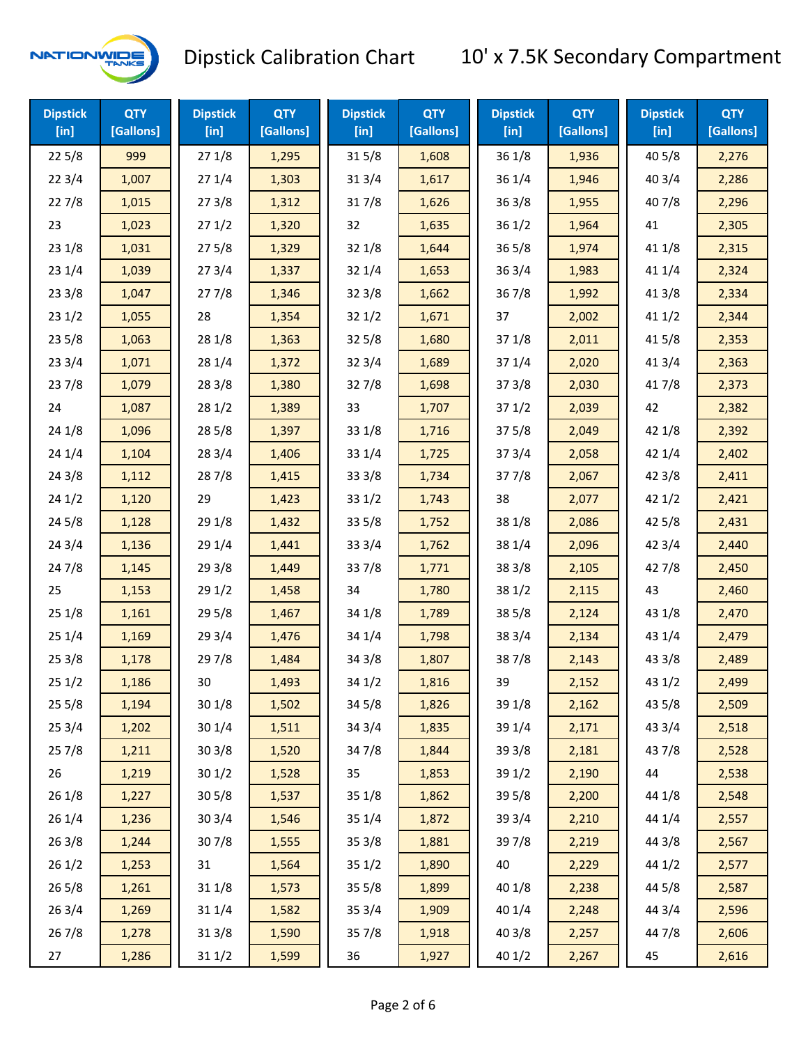# Dipstick Calibration Chart — 10' x 7.5K Secondary Compartment

| Dipstick [in] | QTY [Gallons] | Dipstick [in] | QTY [Gallons] | Dipstick [in] | QTY [Gallons] | Dipstick [in] | QTY [Gallons] | Dipstick [in] | QTY [Gallons] |
|---|---|---|---|---|---|---|---|---|---|
| 22 5/8 | 999 | 27 1/8 | 1,295 | 31 5/8 | 1,608 | 36 1/8 | 1,936 | 40 5/8 | 2,276 |
| 22 3/4 | 1,007 | 27 1/4 | 1,303 | 31 3/4 | 1,617 | 36 1/4 | 1,946 | 40 3/4 | 2,286 |
| 22 7/8 | 1,015 | 27 3/8 | 1,312 | 31 7/8 | 1,626 | 36 3/8 | 1,955 | 40 7/8 | 2,296 |
| 23 | 1,023 | 27 1/2 | 1,320 | 32 | 1,635 | 36 1/2 | 1,964 | 41 | 2,305 |
| 23 1/8 | 1,031 | 27 5/8 | 1,329 | 32 1/8 | 1,644 | 36 5/8 | 1,974 | 41 1/8 | 2,315 |
| 23 1/4 | 1,039 | 27 3/4 | 1,337 | 32 1/4 | 1,653 | 36 3/4 | 1,983 | 41 1/4 | 2,324 |
| 23 3/8 | 1,047 | 27 7/8 | 1,346 | 32 3/8 | 1,662 | 36 7/8 | 1,992 | 41 3/8 | 2,334 |
| 23 1/2 | 1,055 | 28 | 1,354 | 32 1/2 | 1,671 | 37 | 2,002 | 41 1/2 | 2,344 |
| 23 5/8 | 1,063 | 28 1/8 | 1,363 | 32 5/8 | 1,680 | 37 1/8 | 2,011 | 41 5/8 | 2,353 |
| 23 3/4 | 1,071 | 28 1/4 | 1,372 | 32 3/4 | 1,689 | 37 1/4 | 2,020 | 41 3/4 | 2,363 |
| 23 7/8 | 1,079 | 28 3/8 | 1,380 | 32 7/8 | 1,698 | 37 3/8 | 2,030 | 41 7/8 | 2,373 |
| 24 | 1,087 | 28 1/2 | 1,389 | 33 | 1,707 | 37 1/2 | 2,039 | 42 | 2,382 |
| 24 1/8 | 1,096 | 28 5/8 | 1,397 | 33 1/8 | 1,716 | 37 5/8 | 2,049 | 42 1/8 | 2,392 |
| 24 1/4 | 1,104 | 28 3/4 | 1,406 | 33 1/4 | 1,725 | 37 3/4 | 2,058 | 42 1/4 | 2,402 |
| 24 3/8 | 1,112 | 28 7/8 | 1,415 | 33 3/8 | 1,734 | 37 7/8 | 2,067 | 42 3/8 | 2,411 |
| 24 1/2 | 1,120 | 29 | 1,423 | 33 1/2 | 1,743 | 38 | 2,077 | 42 1/2 | 2,421 |
| 24 5/8 | 1,128 | 29 1/8 | 1,432 | 33 5/8 | 1,752 | 38 1/8 | 2,086 | 42 5/8 | 2,431 |
| 24 3/4 | 1,136 | 29 1/4 | 1,441 | 33 3/4 | 1,762 | 38 1/4 | 2,096 | 42 3/4 | 2,440 |
| 24 7/8 | 1,145 | 29 3/8 | 1,449 | 33 7/8 | 1,771 | 38 3/8 | 2,105 | 42 7/8 | 2,450 |
| 25 | 1,153 | 29 1/2 | 1,458 | 34 | 1,780 | 38 1/2 | 2,115 | 43 | 2,460 |
| 25 1/8 | 1,161 | 29 5/8 | 1,467 | 34 1/8 | 1,789 | 38 5/8 | 2,124 | 43 1/8 | 2,470 |
| 25 1/4 | 1,169 | 29 3/4 | 1,476 | 34 1/4 | 1,798 | 38 3/4 | 2,134 | 43 1/4 | 2,479 |
| 25 3/8 | 1,178 | 29 7/8 | 1,484 | 34 3/8 | 1,807 | 38 7/8 | 2,143 | 43 3/8 | 2,489 |
| 25 1/2 | 1,186 | 30 | 1,493 | 34 1/2 | 1,816 | 39 | 2,152 | 43 1/2 | 2,499 |
| 25 5/8 | 1,194 | 30 1/8 | 1,502 | 34 5/8 | 1,826 | 39 1/8 | 2,162 | 43 5/8 | 2,509 |
| 25 3/4 | 1,202 | 30 1/4 | 1,511 | 34 3/4 | 1,835 | 39 1/4 | 2,171 | 43 3/4 | 2,518 |
| 25 7/8 | 1,211 | 30 3/8 | 1,520 | 34 7/8 | 1,844 | 39 3/8 | 2,181 | 43 7/8 | 2,528 |
| 26 | 1,219 | 30 1/2 | 1,528 | 35 | 1,853 | 39 1/2 | 2,190 | 44 | 2,538 |
| 26 1/8 | 1,227 | 30 5/8 | 1,537 | 35 1/8 | 1,862 | 39 5/8 | 2,200 | 44 1/8 | 2,548 |
| 26 1/4 | 1,236 | 30 3/4 | 1,546 | 35 1/4 | 1,872 | 39 3/4 | 2,210 | 44 1/4 | 2,557 |
| 26 3/8 | 1,244 | 30 7/8 | 1,555 | 35 3/8 | 1,881 | 39 7/8 | 2,219 | 44 3/8 | 2,567 |
| 26 1/2 | 1,253 | 31 | 1,564 | 35 1/2 | 1,890 | 40 | 2,229 | 44 1/2 | 2,577 |
| 26 5/8 | 1,261 | 31 1/8 | 1,573 | 35 5/8 | 1,899 | 40 1/8 | 2,238 | 44 5/8 | 2,587 |
| 26 3/4 | 1,269 | 31 1/4 | 1,582 | 35 3/4 | 1,909 | 40 1/4 | 2,248 | 44 3/4 | 2,596 |
| 26 7/8 | 1,278 | 31 3/8 | 1,590 | 35 7/8 | 1,918 | 40 3/8 | 2,257 | 44 7/8 | 2,606 |
| 27 | 1,286 | 31 1/2 | 1,599 | 36 | 1,927 | 40 1/2 | 2,267 | 45 | 2,616 |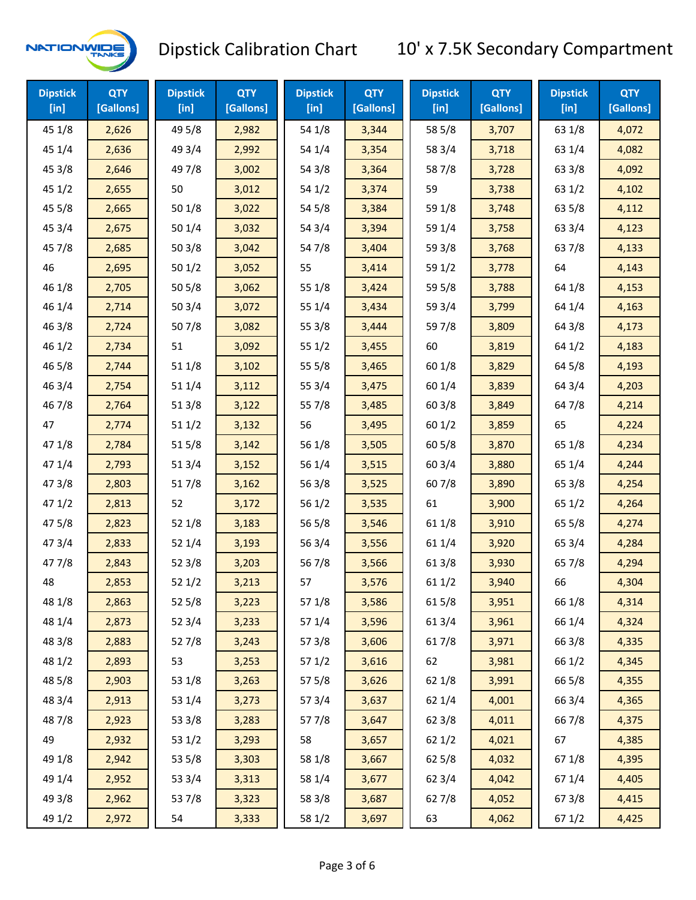# Dipstick Calibration Chart — 10' x 7.5K Secondary Compartment

| Dipstick [in] | QTY [Gallons] | Dipstick [in] | QTY [Gallons] | Dipstick [in] | QTY [Gallons] | Dipstick [in] | QTY [Gallons] | Dipstick [in] | QTY [Gallons] |
|---|---|---|---|---|---|---|---|---|---|
| 45 1/8 | 2,626 | 49 5/8 | 2,982 | 54 1/8 | 3,344 | 58 5/8 | 3,707 | 63 1/8 | 4,072 |
| 45 1/4 | 2,636 | 49 3/4 | 2,992 | 54 1/4 | 3,354 | 58 3/4 | 3,718 | 63 1/4 | 4,082 |
| 45 3/8 | 2,646 | 49 7/8 | 3,002 | 54 3/8 | 3,364 | 58 7/8 | 3,728 | 63 3/8 | 4,092 |
| 45 1/2 | 2,655 | 50 | 3,012 | 54 1/2 | 3,374 | 59 | 3,738 | 63 1/2 | 4,102 |
| 45 5/8 | 2,665 | 50 1/8 | 3,022 | 54 5/8 | 3,384 | 59 1/8 | 3,748 | 63 5/8 | 4,112 |
| 45 3/4 | 2,675 | 50 1/4 | 3,032 | 54 3/4 | 3,394 | 59 1/4 | 3,758 | 63 3/4 | 4,123 |
| 45 7/8 | 2,685 | 50 3/8 | 3,042 | 54 7/8 | 3,404 | 59 3/8 | 3,768 | 63 7/8 | 4,133 |
| 46 | 2,695 | 50 1/2 | 3,052 | 55 | 3,414 | 59 1/2 | 3,778 | 64 | 4,143 |
| 46 1/8 | 2,705 | 50 5/8 | 3,062 | 55 1/8 | 3,424 | 59 5/8 | 3,788 | 64 1/8 | 4,153 |
| 46 1/4 | 2,714 | 50 3/4 | 3,072 | 55 1/4 | 3,434 | 59 3/4 | 3,799 | 64 1/4 | 4,163 |
| 46 3/8 | 2,724 | 50 7/8 | 3,082 | 55 3/8 | 3,444 | 59 7/8 | 3,809 | 64 3/8 | 4,173 |
| 46 1/2 | 2,734 | 51 | 3,092 | 55 1/2 | 3,455 | 60 | 3,819 | 64 1/2 | 4,183 |
| 46 5/8 | 2,744 | 51 1/8 | 3,102 | 55 5/8 | 3,465 | 60 1/8 | 3,829 | 64 5/8 | 4,193 |
| 46 3/4 | 2,754 | 51 1/4 | 3,112 | 55 3/4 | 3,475 | 60 1/4 | 3,839 | 64 3/4 | 4,203 |
| 46 7/8 | 2,764 | 51 3/8 | 3,122 | 55 7/8 | 3,485 | 60 3/8 | 3,849 | 64 7/8 | 4,214 |
| 47 | 2,774 | 51 1/2 | 3,132 | 56 | 3,495 | 60 1/2 | 3,859 | 65 | 4,224 |
| 47 1/8 | 2,784 | 51 5/8 | 3,142 | 56 1/8 | 3,505 | 60 5/8 | 3,870 | 65 1/8 | 4,234 |
| 47 1/4 | 2,793 | 51 3/4 | 3,152 | 56 1/4 | 3,515 | 60 3/4 | 3,880 | 65 1/4 | 4,244 |
| 47 3/8 | 2,803 | 51 7/8 | 3,162 | 56 3/8 | 3,525 | 60 7/8 | 3,890 | 65 3/8 | 4,254 |
| 47 1/2 | 2,813 | 52 | 3,172 | 56 1/2 | 3,535 | 61 | 3,900 | 65 1/2 | 4,264 |
| 47 5/8 | 2,823 | 52 1/8 | 3,183 | 56 5/8 | 3,546 | 61 1/8 | 3,910 | 65 5/8 | 4,274 |
| 47 3/4 | 2,833 | 52 1/4 | 3,193 | 56 3/4 | 3,556 | 61 1/4 | 3,920 | 65 3/4 | 4,284 |
| 47 7/8 | 2,843 | 52 3/8 | 3,203 | 56 7/8 | 3,566 | 61 3/8 | 3,930 | 65 7/8 | 4,294 |
| 48 | 2,853 | 52 1/2 | 3,213 | 57 | 3,576 | 61 1/2 | 3,940 | 66 | 4,304 |
| 48 1/8 | 2,863 | 52 5/8 | 3,223 | 57 1/8 | 3,586 | 61 5/8 | 3,951 | 66 1/8 | 4,314 |
| 48 1/4 | 2,873 | 52 3/4 | 3,233 | 57 1/4 | 3,596 | 61 3/4 | 3,961 | 66 1/4 | 4,324 |
| 48 3/8 | 2,883 | 52 7/8 | 3,243 | 57 3/8 | 3,606 | 61 7/8 | 3,971 | 66 3/8 | 4,335 |
| 48 1/2 | 2,893 | 53 | 3,253 | 57 1/2 | 3,616 | 62 | 3,981 | 66 1/2 | 4,345 |
| 48 5/8 | 2,903 | 53 1/8 | 3,263 | 57 5/8 | 3,626 | 62 1/8 | 3,991 | 66 5/8 | 4,355 |
| 48 3/4 | 2,913 | 53 1/4 | 3,273 | 57 3/4 | 3,637 | 62 1/4 | 4,001 | 66 3/4 | 4,365 |
| 48 7/8 | 2,923 | 53 3/8 | 3,283 | 57 7/8 | 3,647 | 62 3/8 | 4,011 | 66 7/8 | 4,375 |
| 49 | 2,932 | 53 1/2 | 3,293 | 58 | 3,657 | 62 1/2 | 4,021 | 67 | 4,385 |
| 49 1/8 | 2,942 | 53 5/8 | 3,303 | 58 1/8 | 3,667 | 62 5/8 | 4,032 | 67 1/8 | 4,395 |
| 49 1/4 | 2,952 | 53 3/4 | 3,313 | 58 1/4 | 3,677 | 62 3/4 | 4,042 | 67 1/4 | 4,405 |
| 49 3/8 | 2,962 | 53 7/8 | 3,323 | 58 3/8 | 3,687 | 62 7/8 | 4,052 | 67 3/8 | 4,415 |
| 49 1/2 | 2,972 | 54 | 3,333 | 58 1/2 | 3,697 | 63 | 4,062 | 67 1/2 | 4,425 |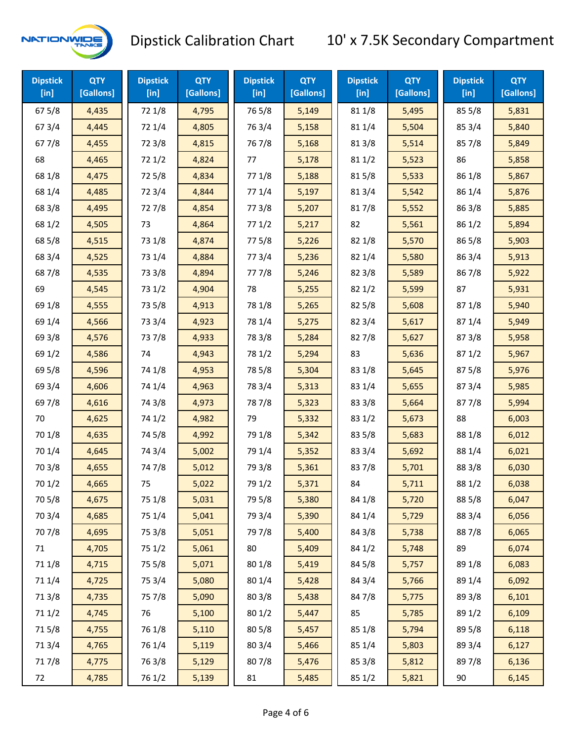# Dipstick Calibration Chart

## 10' x 7.5K Secondary Compartment

| Dipstick [in] | QTY [Gallons] | Dipstick [in] | QTY [Gallons] | Dipstick [in] | QTY [Gallons] | Dipstick [in] | QTY [Gallons] | Dipstick [in] | QTY [Gallons] |
|---|---|---|---|---|---|---|---|---|---|
| 67 5/8 | 4,435 | 72 1/8 | 4,795 | 76 5/8 | 5,149 | 81 1/8 | 5,495 | 85 5/8 | 5,831 |
| 67 3/4 | 4,445 | 72 1/4 | 4,805 | 76 3/4 | 5,158 | 81 1/4 | 5,504 | 85 3/4 | 5,840 |
| 67 7/8 | 4,455 | 72 3/8 | 4,815 | 76 7/8 | 5,168 | 81 3/8 | 5,514 | 85 7/8 | 5,849 |
| 68 | 4,465 | 72 1/2 | 4,824 | 77 | 5,178 | 81 1/2 | 5,523 | 86 | 5,858 |
| 68 1/8 | 4,475 | 72 5/8 | 4,834 | 77 1/8 | 5,188 | 81 5/8 | 5,533 | 86 1/8 | 5,867 |
| 68 1/4 | 4,485 | 72 3/4 | 4,844 | 77 1/4 | 5,197 | 81 3/4 | 5,542 | 86 1/4 | 5,876 |
| 68 3/8 | 4,495 | 72 7/8 | 4,854 | 77 3/8 | 5,207 | 81 7/8 | 5,552 | 86 3/8 | 5,885 |
| 68 1/2 | 4,505 | 73 | 4,864 | 77 1/2 | 5,217 | 82 | 5,561 | 86 1/2 | 5,894 |
| 68 5/8 | 4,515 | 73 1/8 | 4,874 | 77 5/8 | 5,226 | 82 1/8 | 5,570 | 86 5/8 | 5,903 |
| 68 3/4 | 4,525 | 73 1/4 | 4,884 | 77 3/4 | 5,236 | 82 1/4 | 5,580 | 86 3/4 | 5,913 |
| 68 7/8 | 4,535 | 73 3/8 | 4,894 | 77 7/8 | 5,246 | 82 3/8 | 5,589 | 86 7/8 | 5,922 |
| 69 | 4,545 | 73 1/2 | 4,904 | 78 | 5,255 | 82 1/2 | 5,599 | 87 | 5,931 |
| 69 1/8 | 4,555 | 73 5/8 | 4,913 | 78 1/8 | 5,265 | 82 5/8 | 5,608 | 87 1/8 | 5,940 |
| 69 1/4 | 4,566 | 73 3/4 | 4,923 | 78 1/4 | 5,275 | 82 3/4 | 5,617 | 87 1/4 | 5,949 |
| 69 3/8 | 4,576 | 73 7/8 | 4,933 | 78 3/8 | 5,284 | 82 7/8 | 5,627 | 87 3/8 | 5,958 |
| 69 1/2 | 4,586 | 74 | 4,943 | 78 1/2 | 5,294 | 83 | 5,636 | 87 1/2 | 5,967 |
| 69 5/8 | 4,596 | 74 1/8 | 4,953 | 78 5/8 | 5,304 | 83 1/8 | 5,645 | 87 5/8 | 5,976 |
| 69 3/4 | 4,606 | 74 1/4 | 4,963 | 78 3/4 | 5,313 | 83 1/4 | 5,655 | 87 3/4 | 5,985 |
| 69 7/8 | 4,616 | 74 3/8 | 4,973 | 78 7/8 | 5,323 | 83 3/8 | 5,664 | 87 7/8 | 5,994 |
| 70 | 4,625 | 74 1/2 | 4,982 | 79 | 5,332 | 83 1/2 | 5,673 | 88 | 6,003 |
| 70 1/8 | 4,635 | 74 5/8 | 4,992 | 79 1/8 | 5,342 | 83 5/8 | 5,683 | 88 1/8 | 6,012 |
| 70 1/4 | 4,645 | 74 3/4 | 5,002 | 79 1/4 | 5,352 | 83 3/4 | 5,692 | 88 1/4 | 6,021 |
| 70 3/8 | 4,655 | 74 7/8 | 5,012 | 79 3/8 | 5,361 | 83 7/8 | 5,701 | 88 3/8 | 6,030 |
| 70 1/2 | 4,665 | 75 | 5,022 | 79 1/2 | 5,371 | 84 | 5,711 | 88 1/2 | 6,038 |
| 70 5/8 | 4,675 | 75 1/8 | 5,031 | 79 5/8 | 5,380 | 84 1/8 | 5,720 | 88 5/8 | 6,047 |
| 70 3/4 | 4,685 | 75 1/4 | 5,041 | 79 3/4 | 5,390 | 84 1/4 | 5,729 | 88 3/4 | 6,056 |
| 70 7/8 | 4,695 | 75 3/8 | 5,051 | 79 7/8 | 5,400 | 84 3/8 | 5,738 | 88 7/8 | 6,065 |
| 71 | 4,705 | 75 1/2 | 5,061 | 80 | 5,409 | 84 1/2 | 5,748 | 89 | 6,074 |
| 71 1/8 | 4,715 | 75 5/8 | 5,071 | 80 1/8 | 5,419 | 84 5/8 | 5,757 | 89 1/8 | 6,083 |
| 71 1/4 | 4,725 | 75 3/4 | 5,080 | 80 1/4 | 5,428 | 84 3/4 | 5,766 | 89 1/4 | 6,092 |
| 71 3/8 | 4,735 | 75 7/8 | 5,090 | 80 3/8 | 5,438 | 84 7/8 | 5,775 | 89 3/8 | 6,101 |
| 71 1/2 | 4,745 | 76 | 5,100 | 80 1/2 | 5,447 | 85 | 5,785 | 89 1/2 | 6,109 |
| 71 5/8 | 4,755 | 76 1/8 | 5,110 | 80 5/8 | 5,457 | 85 1/8 | 5,794 | 89 5/8 | 6,118 |
| 71 3/4 | 4,765 | 76 1/4 | 5,119 | 80 3/4 | 5,466 | 85 1/4 | 5,803 | 89 3/4 | 6,127 |
| 71 7/8 | 4,775 | 76 3/8 | 5,129 | 80 7/8 | 5,476 | 85 3/8 | 5,812 | 89 7/8 | 6,136 |
| 72 | 4,785 | 76 1/2 | 5,139 | 81 | 5,485 | 85 1/2 | 5,821 | 90 | 6,145 |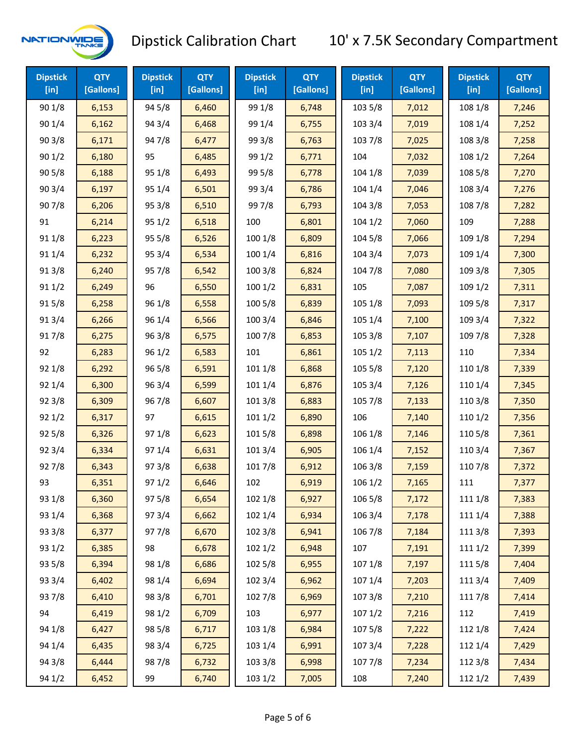# Dipstick Calibration Chart

## 10' x 7.5K Secondary Compartment

| Dipstick [in] | QTY [Gallons] | Dipstick [in] | QTY [Gallons] | Dipstick [in] | QTY [Gallons] | Dipstick [in] | QTY [Gallons] | Dipstick [in] | QTY [Gallons] |
|---|---|---|---|---|---|---|---|---|---|
| 90 1/8 | 6,153 | 94 5/8 | 6,460 | 99 1/8 | 6,748 | 103 5/8 | 7,012 | 108 1/8 | 7,246 |
| 90 1/4 | 6,162 | 94 3/4 | 6,468 | 99 1/4 | 6,755 | 103 3/4 | 7,019 | 108 1/4 | 7,252 |
| 90 3/8 | 6,171 | 94 7/8 | 6,477 | 99 3/8 | 6,763 | 103 7/8 | 7,025 | 108 3/8 | 7,258 |
| 90 1/2 | 6,180 | 95 | 6,485 | 99 1/2 | 6,771 | 104 | 7,032 | 108 1/2 | 7,264 |
| 90 5/8 | 6,188 | 95 1/8 | 6,493 | 99 5/8 | 6,778 | 104 1/8 | 7,039 | 108 5/8 | 7,270 |
| 90 3/4 | 6,197 | 95 1/4 | 6,501 | 99 3/4 | 6,786 | 104 1/4 | 7,046 | 108 3/4 | 7,276 |
| 90 7/8 | 6,206 | 95 3/8 | 6,510 | 99 7/8 | 6,793 | 104 3/8 | 7,053 | 108 7/8 | 7,282 |
| 91 | 6,214 | 95 1/2 | 6,518 | 100 | 6,801 | 104 1/2 | 7,060 | 109 | 7,288 |
| 91 1/8 | 6,223 | 95 5/8 | 6,526 | 100 1/8 | 6,809 | 104 5/8 | 7,066 | 109 1/8 | 7,294 |
| 91 1/4 | 6,232 | 95 3/4 | 6,534 | 100 1/4 | 6,816 | 104 3/4 | 7,073 | 109 1/4 | 7,300 |
| 91 3/8 | 6,240 | 95 7/8 | 6,542 | 100 3/8 | 6,824 | 104 7/8 | 7,080 | 109 3/8 | 7,305 |
| 91 1/2 | 6,249 | 96 | 6,550 | 100 1/2 | 6,831 | 105 | 7,087 | 109 1/2 | 7,311 |
| 91 5/8 | 6,258 | 96 1/8 | 6,558 | 100 5/8 | 6,839 | 105 1/8 | 7,093 | 109 5/8 | 7,317 |
| 91 3/4 | 6,266 | 96 1/4 | 6,566 | 100 3/4 | 6,846 | 105 1/4 | 7,100 | 109 3/4 | 7,322 |
| 91 7/8 | 6,275 | 96 3/8 | 6,575 | 100 7/8 | 6,853 | 105 3/8 | 7,107 | 109 7/8 | 7,328 |
| 92 | 6,283 | 96 1/2 | 6,583 | 101 | 6,861 | 105 1/2 | 7,113 | 110 | 7,334 |
| 92 1/8 | 6,292 | 96 5/8 | 6,591 | 101 1/8 | 6,868 | 105 5/8 | 7,120 | 110 1/8 | 7,339 |
| 92 1/4 | 6,300 | 96 3/4 | 6,599 | 101 1/4 | 6,876 | 105 3/4 | 7,126 | 110 1/4 | 7,345 |
| 92 3/8 | 6,309 | 96 7/8 | 6,607 | 101 3/8 | 6,883 | 105 7/8 | 7,133 | 110 3/8 | 7,350 |
| 92 1/2 | 6,317 | 97 | 6,615 | 101 1/2 | 6,890 | 106 | 7,140 | 110 1/2 | 7,356 |
| 92 5/8 | 6,326 | 97 1/8 | 6,623 | 101 5/8 | 6,898 | 106 1/8 | 7,146 | 110 5/8 | 7,361 |
| 92 3/4 | 6,334 | 97 1/4 | 6,631 | 101 3/4 | 6,905 | 106 1/4 | 7,152 | 110 3/4 | 7,367 |
| 92 7/8 | 6,343 | 97 3/8 | 6,638 | 101 7/8 | 6,912 | 106 3/8 | 7,159 | 110 7/8 | 7,372 |
| 93 | 6,351 | 97 1/2 | 6,646 | 102 | 6,919 | 106 1/2 | 7,165 | 111 | 7,377 |
| 93 1/8 | 6,360 | 97 5/8 | 6,654 | 102 1/8 | 6,927 | 106 5/8 | 7,172 | 111 1/8 | 7,383 |
| 93 1/4 | 6,368 | 97 3/4 | 6,662 | 102 1/4 | 6,934 | 106 3/4 | 7,178 | 111 1/4 | 7,388 |
| 93 3/8 | 6,377 | 97 7/8 | 6,670 | 102 3/8 | 6,941 | 106 7/8 | 7,184 | 111 3/8 | 7,393 |
| 93 1/2 | 6,385 | 98 | 6,678 | 102 1/2 | 6,948 | 107 | 7,191 | 111 1/2 | 7,399 |
| 93 5/8 | 6,394 | 98 1/8 | 6,686 | 102 5/8 | 6,955 | 107 1/8 | 7,197 | 111 5/8 | 7,404 |
| 93 3/4 | 6,402 | 98 1/4 | 6,694 | 102 3/4 | 6,962 | 107 1/4 | 7,203 | 111 3/4 | 7,409 |
| 93 7/8 | 6,410 | 98 3/8 | 6,701 | 102 7/8 | 6,969 | 107 3/8 | 7,210 | 111 7/8 | 7,414 |
| 94 | 6,419 | 98 1/2 | 6,709 | 103 | 6,977 | 107 1/2 | 7,216 | 112 | 7,419 |
| 94 1/8 | 6,427 | 98 5/8 | 6,717 | 103 1/8 | 6,984 | 107 5/8 | 7,222 | 112 1/8 | 7,424 |
| 94 1/4 | 6,435 | 98 3/4 | 6,725 | 103 1/4 | 6,991 | 107 3/4 | 7,228 | 112 1/4 | 7,429 |
| 94 3/8 | 6,444 | 98 7/8 | 6,732 | 103 3/8 | 6,998 | 107 7/8 | 7,234 | 112 3/8 | 7,434 |
| 94 1/2 | 6,452 | 99 | 6,740 | 103 1/2 | 7,005 | 108 | 7,240 | 112 1/2 | 7,439 |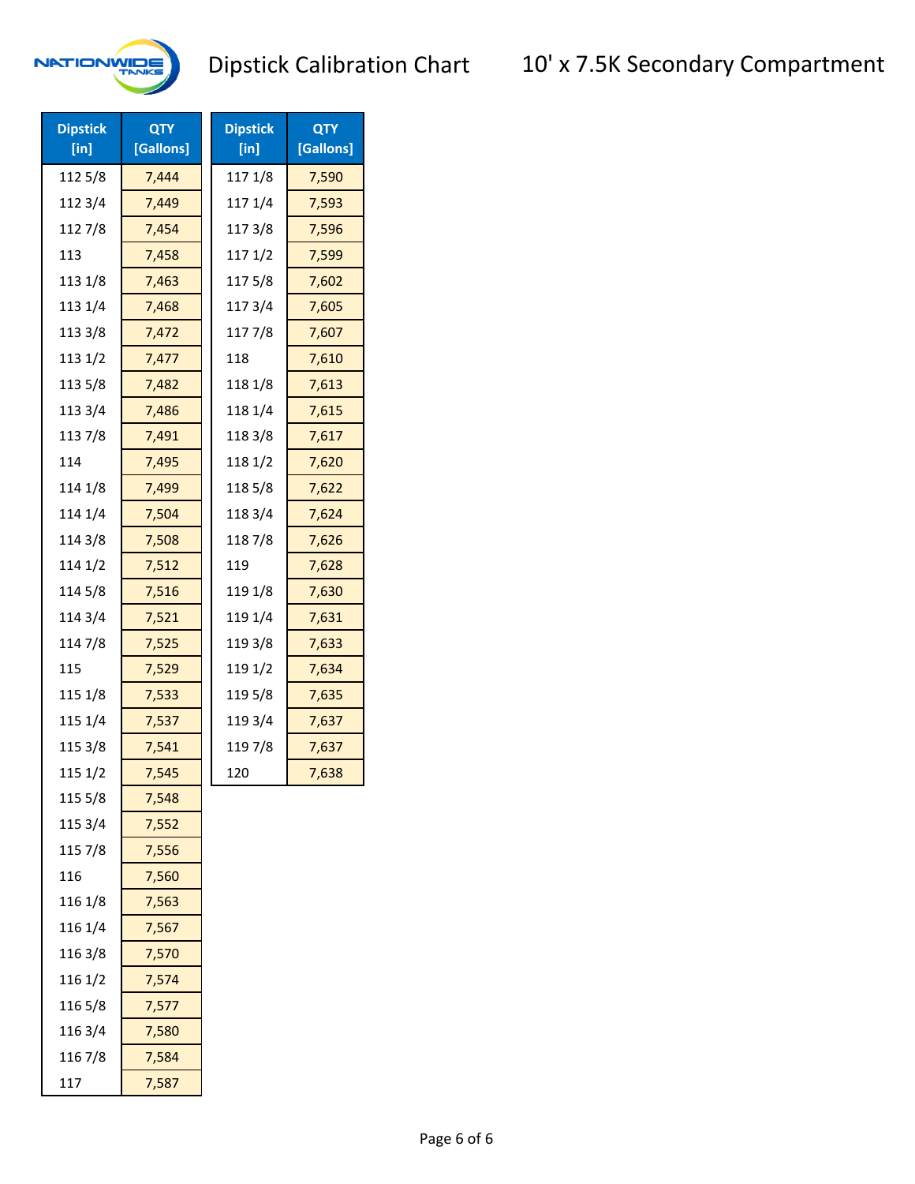# Dipstick Calibration Chart

## 10' x 7.5K Secondary Compartment

| Dipstick [in] | QTY [Gallons] |
|---|---|
| 112 5/8 | 7,444 |
| 112 3/4 | 7,449 |
| 112 7/8 | 7,454 |
| 113 | 7,458 |
| 113 1/8 | 7,463 |
| 113 1/4 | 7,468 |
| 113 3/8 | 7,472 |
| 113 1/2 | 7,477 |
| 113 5/8 | 7,482 |
| 113 3/4 | 7,486 |
| 113 7/8 | 7,491 |
| 114 | 7,495 |
| 114 1/8 | 7,499 |
| 114 1/4 | 7,504 |
| 114 3/8 | 7,508 |
| 114 1/2 | 7,512 |
| 114 5/8 | 7,516 |
| 114 3/4 | 7,521 |
| 114 7/8 | 7,525 |
| 115 | 7,529 |
| 115 1/8 | 7,533 |
| 115 1/4 | 7,537 |
| 115 3/8 | 7,541 |
| 115 1/2 | 7,545 |
| 115 5/8 | 7,548 |
| 115 3/4 | 7,552 |
| 115 7/8 | 7,556 |
| 116 | 7,560 |
| 116 1/8 | 7,563 |
| 116 1/4 | 7,567 |
| 116 3/8 | 7,570 |
| 116 1/2 | 7,574 |
| 116 5/8 | 7,577 |
| 116 3/4 | 7,580 |
| 116 7/8 | 7,584 |
| 117 | 7,587 |
| 117 1/8 | 7,590 |
| 117 1/4 | 7,593 |
| 117 3/8 | 7,596 |
| 117 1/2 | 7,599 |
| 117 5/8 | 7,602 |
| 117 3/4 | 7,605 |
| 117 7/8 | 7,607 |
| 118 | 7,610 |
| 118 1/8 | 7,613 |
| 118 1/4 | 7,615 |
| 118 3/8 | 7,617 |
| 118 1/2 | 7,620 |
| 118 5/8 | 7,622 |
| 118 3/4 | 7,624 |
| 118 7/8 | 7,626 |
| 119 | 7,628 |
| 119 1/8 | 7,630 |
| 119 1/4 | 7,631 |
| 119 3/8 | 7,633 |
| 119 1/2 | 7,634 |
| 119 5/8 | 7,635 |
| 119 3/4 | 7,637 |
| 119 7/8 | 7,637 |
| 120 | 7,638 |